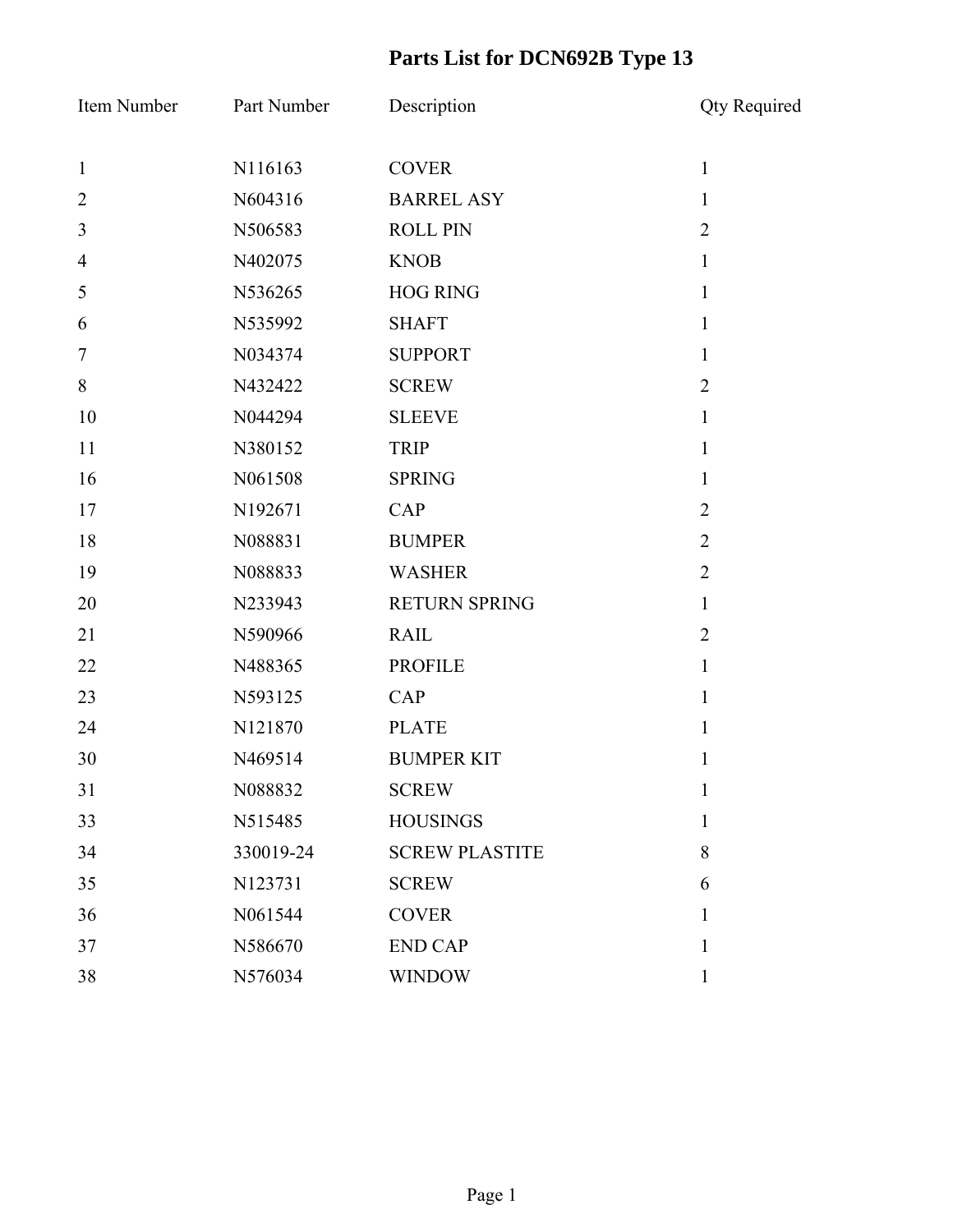# Parts List for DCN692B Type 13

| Item Number | Part Number | Description | Qty Required |
|---|---|---|---|
| 1 | N116163 | COVER | 1 |
| 2 | N604316 | BARREL ASY | 1 |
| 3 | N506583 | ROLL PIN | 2 |
| 4 | N402075 | KNOB | 1 |
| 5 | N536265 | HOG RING | 1 |
| 6 | N535992 | SHAFT | 1 |
| 7 | N034374 | SUPPORT | 1 |
| 8 | N432422 | SCREW | 2 |
| 10 | N044294 | SLEEVE | 1 |
| 11 | N380152 | TRIP | 1 |
| 16 | N061508 | SPRING | 1 |
| 17 | N192671 | CAP | 2 |
| 18 | N088831 | BUMPER | 2 |
| 19 | N088833 | WASHER | 2 |
| 20 | N233943 | RETURN SPRING | 1 |
| 21 | N590966 | RAIL | 2 |
| 22 | N488365 | PROFILE | 1 |
| 23 | N593125 | CAP | 1 |
| 24 | N121870 | PLATE | 1 |
| 30 | N469514 | BUMPER KIT | 1 |
| 31 | N088832 | SCREW | 1 |
| 33 | N515485 | HOUSINGS | 1 |
| 34 | 330019-24 | SCREW PLASTITE | 8 |
| 35 | N123731 | SCREW | 6 |
| 36 | N061544 | COVER | 1 |
| 37 | N586670 | END CAP | 1 |
| 38 | N576034 | WINDOW | 1 |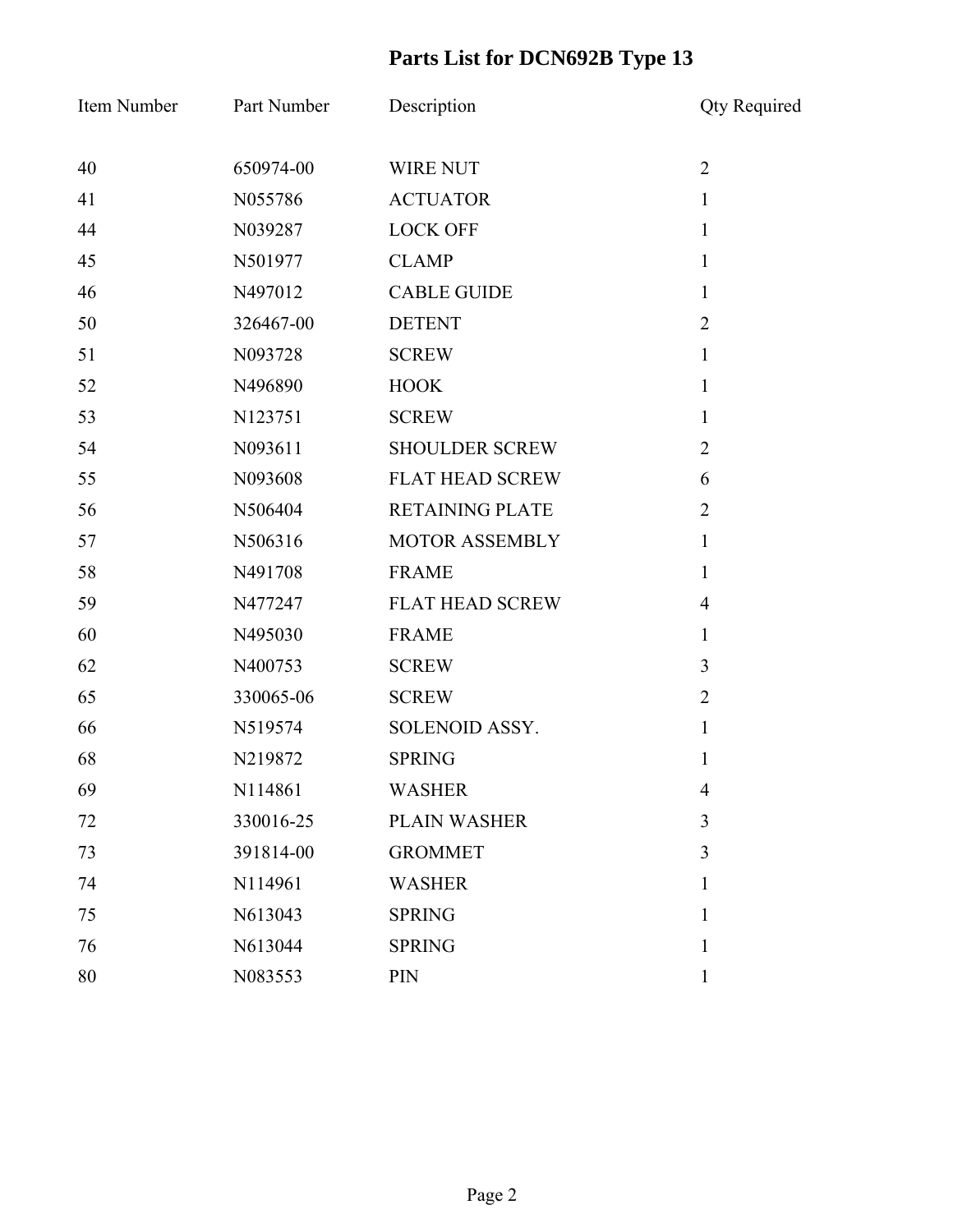# Parts List for DCN692B Type 13

| Item Number | Part Number | Description | Qty Required |
| --- | --- | --- | --- |
| 40 | 650974-00 | WIRE NUT | 2 |
| 41 | N055786 | ACTUATOR | 1 |
| 44 | N039287 | LOCK OFF | 1 |
| 45 | N501977 | CLAMP | 1 |
| 46 | N497012 | CABLE GUIDE | 1 |
| 50 | 326467-00 | DETENT | 2 |
| 51 | N093728 | SCREW | 1 |
| 52 | N496890 | HOOK | 1 |
| 53 | N123751 | SCREW | 1 |
| 54 | N093611 | SHOULDER SCREW | 2 |
| 55 | N093608 | FLAT HEAD SCREW | 6 |
| 56 | N506404 | RETAINING PLATE | 2 |
| 57 | N506316 | MOTOR ASSEMBLY | 1 |
| 58 | N491708 | FRAME | 1 |
| 59 | N477247 | FLAT HEAD SCREW | 4 |
| 60 | N495030 | FRAME | 1 |
| 62 | N400753 | SCREW | 3 |
| 65 | 330065-06 | SCREW | 2 |
| 66 | N519574 | SOLENOID ASSY. | 1 |
| 68 | N219872 | SPRING | 1 |
| 69 | N114861 | WASHER | 4 |
| 72 | 330016-25 | PLAIN WASHER | 3 |
| 73 | 391814-00 | GROMMET | 3 |
| 74 | N114961 | WASHER | 1 |
| 75 | N613043 | SPRING | 1 |
| 76 | N613044 | SPRING | 1 |
| 80 | N083553 | PIN | 1 |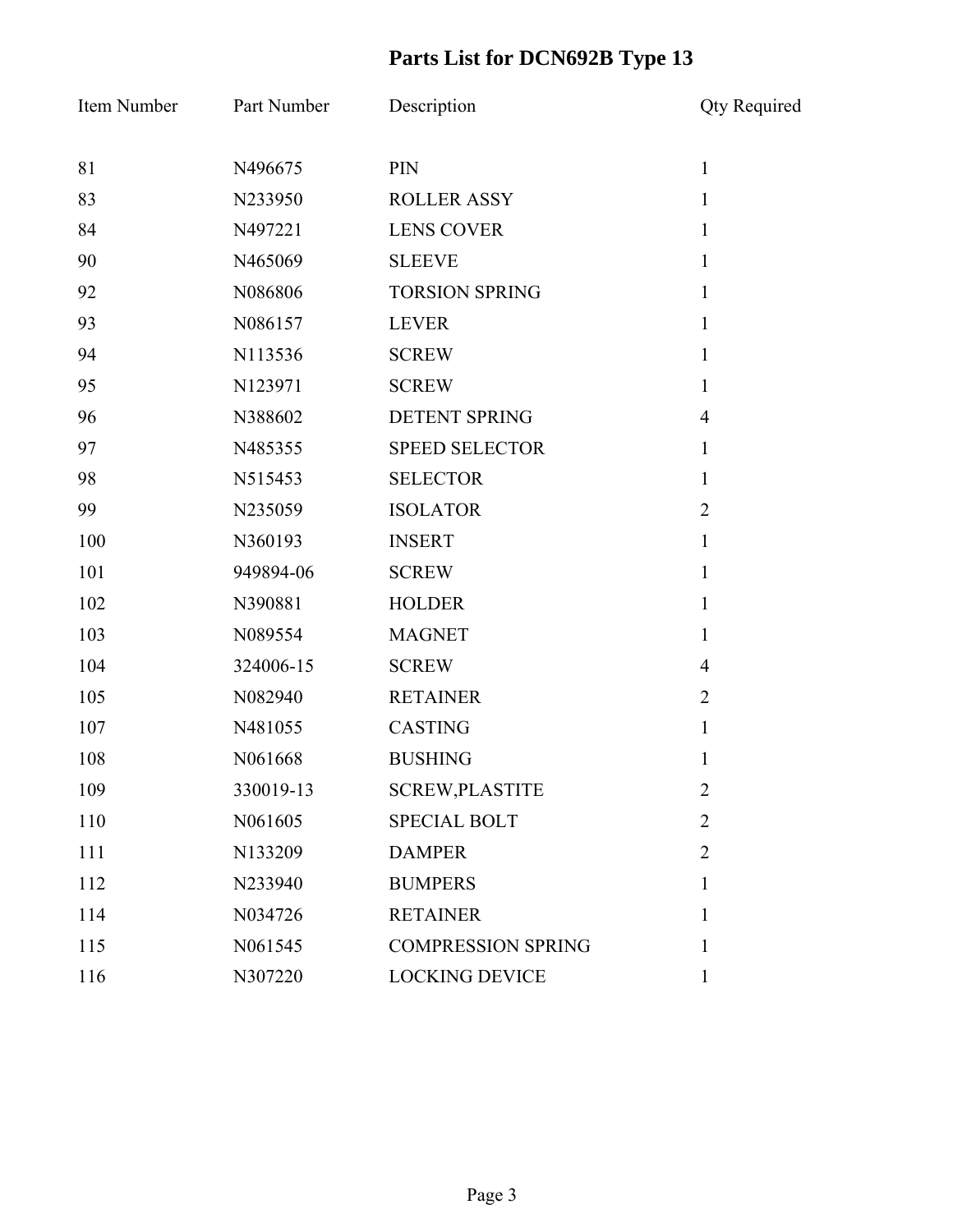# Parts List for DCN692B Type 13

| Item Number | Part Number | Description | Qty Required |
|---|---|---|---|
| 81 | N496675 | PIN | 1 |
| 83 | N233950 | ROLLER ASSY | 1 |
| 84 | N497221 | LENS COVER | 1 |
| 90 | N465069 | SLEEVE | 1 |
| 92 | N086806 | TORSION SPRING | 1 |
| 93 | N086157 | LEVER | 1 |
| 94 | N113536 | SCREW | 1 |
| 95 | N123971 | SCREW | 1 |
| 96 | N388602 | DETENT SPRING | 4 |
| 97 | N485355 | SPEED SELECTOR | 1 |
| 98 | N515453 | SELECTOR | 1 |
| 99 | N235059 | ISOLATOR | 2 |
| 100 | N360193 | INSERT | 1 |
| 101 | 949894-06 | SCREW | 1 |
| 102 | N390881 | HOLDER | 1 |
| 103 | N089554 | MAGNET | 1 |
| 104 | 324006-15 | SCREW | 4 |
| 105 | N082940 | RETAINER | 2 |
| 107 | N481055 | CASTING | 1 |
| 108 | N061668 | BUSHING | 1 |
| 109 | 330019-13 | SCREW,PLASTITE | 2 |
| 110 | N061605 | SPECIAL BOLT | 2 |
| 111 | N133209 | DAMPER | 2 |
| 112 | N233940 | BUMPERS | 1 |
| 114 | N034726 | RETAINER | 1 |
| 115 | N061545 | COMPRESSION SPRING | 1 |
| 116 | N307220 | LOCKING DEVICE | 1 |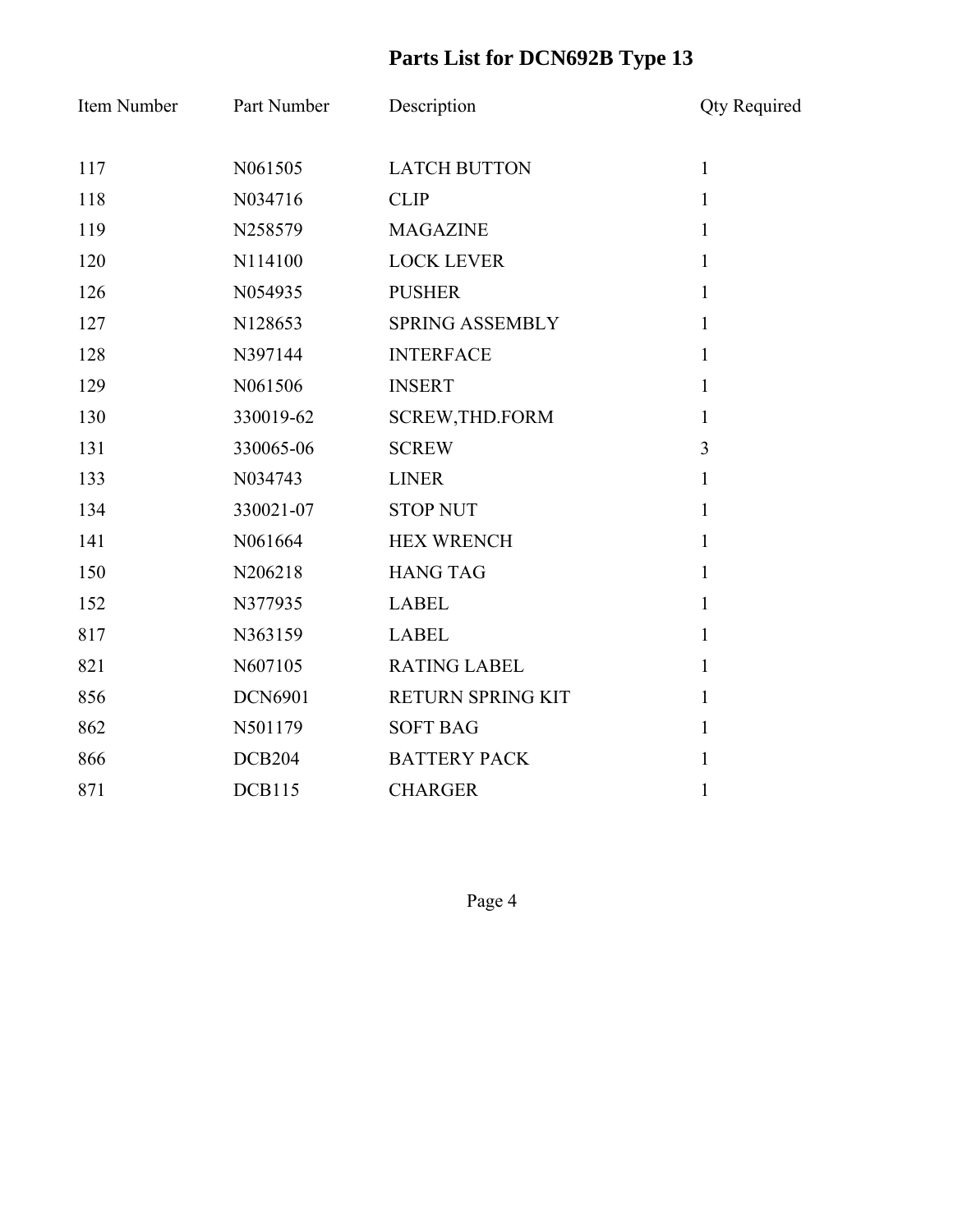# Parts List for DCN692B Type 13

| Item Number | Part Number | Description | Qty Required |
|---|---|---|---|
| 117 | N061505 | LATCH BUTTON | 1 |
| 118 | N034716 | CLIP | 1 |
| 119 | N258579 | MAGAZINE | 1 |
| 120 | N114100 | LOCK LEVER | 1 |
| 126 | N054935 | PUSHER | 1 |
| 127 | N128653 | SPRING ASSEMBLY | 1 |
| 128 | N397144 | INTERFACE | 1 |
| 129 | N061506 | INSERT | 1 |
| 130 | 330019-62 | SCREW,THD.FORM | 1 |
| 131 | 330065-06 | SCREW | 3 |
| 133 | N034743 | LINER | 1 |
| 134 | 330021-07 | STOP NUT | 1 |
| 141 | N061664 | HEX WRENCH | 1 |
| 150 | N206218 | HANG TAG | 1 |
| 152 | N377935 | LABEL | 1 |
| 817 | N363159 | LABEL | 1 |
| 821 | N607105 | RATING LABEL | 1 |
| 856 | DCN6901 | RETURN SPRING KIT | 1 |
| 862 | N501179 | SOFT BAG | 1 |
| 866 | DCB204 | BATTERY PACK | 1 |
| 871 | DCB115 | CHARGER | 1 |